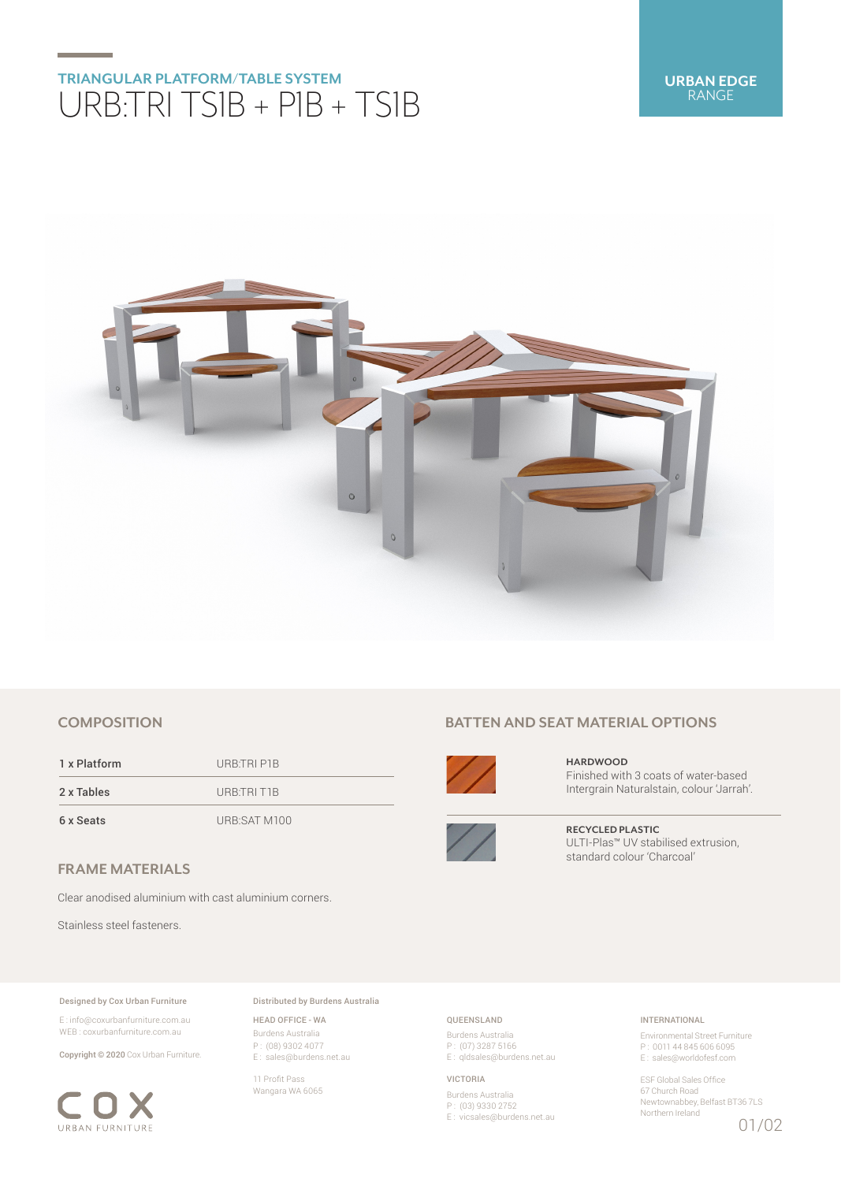### TRIANGULAR PLATFORM/TABLE SYSTEM

# URB:TRI TS1B + P1B + TS1B

**URBAN EDGE**
RANGE

## COMPOSITION

| | |
|---|---|
| 1 x Platform | URB:TRI P1B |
| 2 x Tables | URB:TRI T1B |
| 6 x Seats | URB:SAT M100 |

## FRAME MATERIALS

Clear anodised aluminium with cast aluminium corners.

Stainless steel fasteners.

## BATTEN AND SEAT MATERIAL OPTIONS

**HARDWOOD**
Finished with 3 coats of water-based Intergrain Naturalstain, colour 'Jarrah'.

**RECYCLED PLASTIC**
ULTI-Plas™ UV stabilised extrusion, standard colour 'Charcoal'

**Designed by Cox Urban Furniture**

E : info@coxurbanfurniture.com.au
WEB : coxurbanfurniture.com.au

**Copyright © 2020** Cox Urban Furniture.

COX
URBAN FURNITURE

**Distributed by Burdens Australia**

HEAD OFFICE - WA
Burdens Australia
P : (08) 9302 4077
E : sales@burdens.net.au

11 Profit Pass
Wangara WA 6065

QUEENSLAND
Burdens Australia
P : (07) 3287 5166
E : qldsales@burdens.net.au

VICTORIA
Burdens Australia
P : (03) 9330 2752
E : vicsales@burdens.net.au

INTERNATIONAL
Environmental Street Furniture
P : 0011 44 845 606 6095
E : sales@worldofesf.com

ESF Global Sales Office
67 Church Road
Newtownabbey, Belfast BT36 7LS
Northern Ireland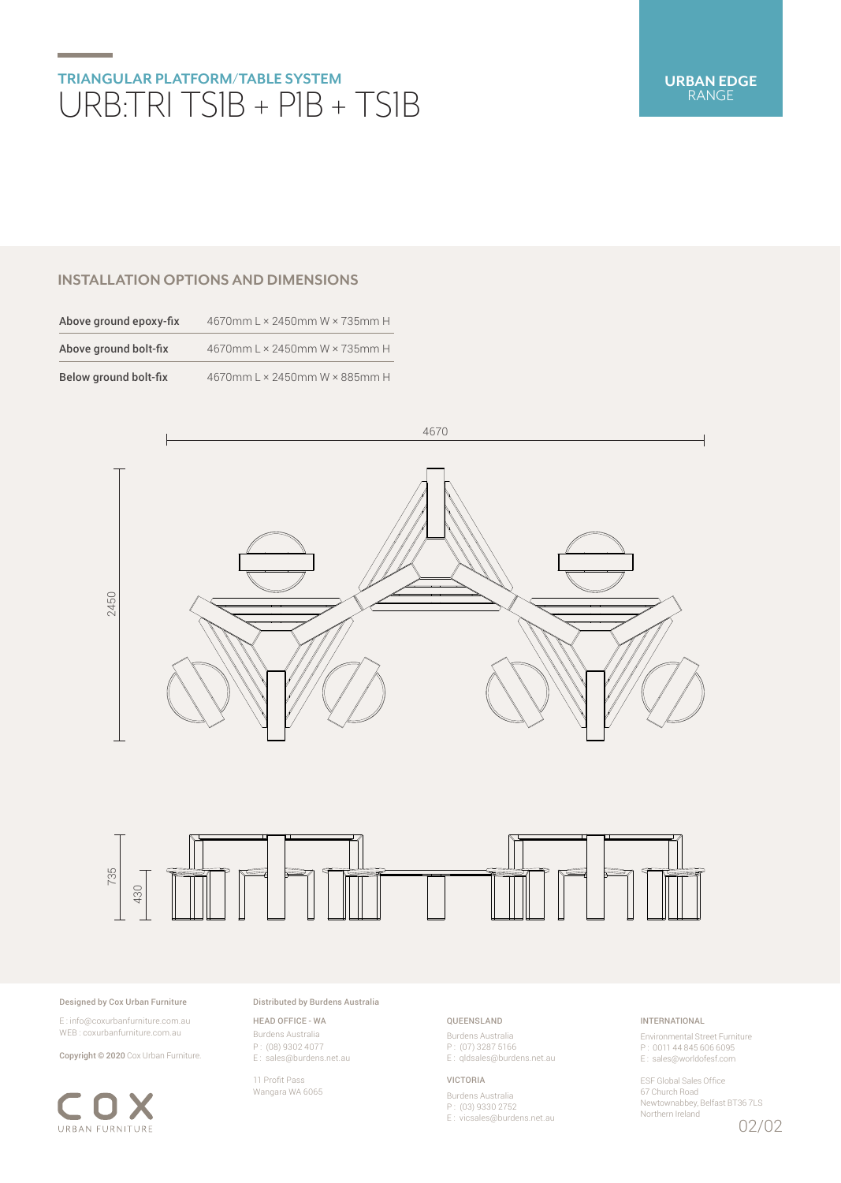URBAN EDGE
RANGE

## TRIANGULAR PLATFORM/TABLE SYSTEM

# URB:TRI TS1B + P1B + TS1B

### INSTALLATION OPTIONS AND DIMENSIONS

| | |
|---|---|
| Above ground epoxy-fix | 4670mm L × 2450mm W × 735mm H |
| Above ground bolt-fix | 4670mm L × 2450mm W × 735mm H |
| Below ground bolt-fix | 4670mm L × 2450mm W × 885mm H |

4670

2450

735

430

**Designed by Cox Urban Furniture**

E : info@coxurbanfurniture.com.au
WEB : coxurbanfurniture.com.au

**Copyright © 2020** Cox Urban Furniture.

COX
URBAN FURNITURE

**Distributed by Burdens Australia**

HEAD OFFICE - WA
Burdens Australia
P : (08) 9302 4077
E : sales@burdens.net.au

11 Profit Pass
Wangara WA 6065

QUEENSLAND
Burdens Australia
P : (07) 3287 5166
E : qldsales@burdens.net.au

VICTORIA
Burdens Australia
P : (03) 9330 2752
E : vicsales@burdens.net.au

INTERNATIONAL
Environmental Street Furniture
P : 0011 44 845 606 6095
E : sales@worldofesf.com

ESF Global Sales Office
67 Church Road
Newtownabbey, Belfast BT36 7LS
Northern Ireland